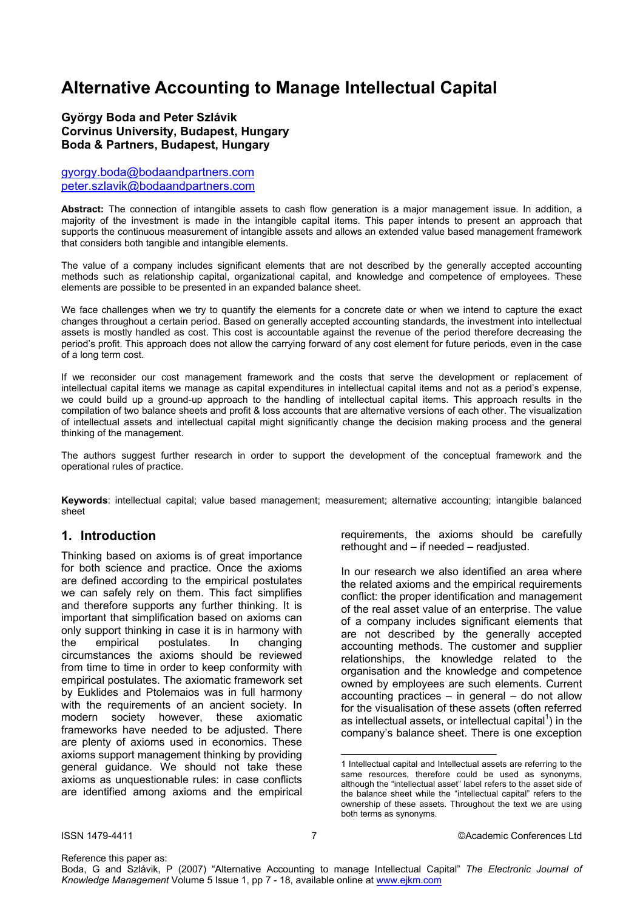# Alternative Accounting to Manage Intellectual Capital

**György Boda and Peter Szlávik**
**Corvinus University, Budapest, Hungary**
**Boda & Partners, Budapest, Hungary**

gyorgy.boda@bodaandpartners.com
peter.szlavik@bodaandpartners.com

**Abstract:** The connection of intangible assets to cash flow generation is a major management issue. In addition, a majority of the investment is made in the intangible capital items. This paper intends to present an approach that supports the continuous measurement of intangible assets and allows an extended value based management framework that considers both tangible and intangible elements.

The value of a company includes significant elements that are not described by the generally accepted accounting methods such as relationship capital, organizational capital, and knowledge and competence of employees. These elements are possible to be presented in an expanded balance sheet.

We face challenges when we try to quantify the elements for a concrete date or when we intend to capture the exact changes throughout a certain period. Based on generally accepted accounting standards, the investment into intellectual assets is mostly handled as cost. This cost is accountable against the revenue of the period therefore decreasing the period's profit. This approach does not allow the carrying forward of any cost element for future periods, even in the case of a long term cost.

If we reconsider our cost management framework and the costs that serve the development or replacement of intellectual capital items we manage as capital expenditures in intellectual capital items and not as a period's expense, we could build up a ground-up approach to the handling of intellectual capital items. This approach results in the compilation of two balance sheets and profit & loss accounts that are alternative versions of each other. The visualization of intellectual assets and intellectual capital might significantly change the decision making process and the general thinking of the management.

The authors suggest further research in order to support the development of the conceptual framework and the operational rules of practice.

**Keywords**: intellectual capital; value based management; measurement; alternative accounting; intangible balanced sheet

## 1. Introduction

Thinking based on axioms is of great importance for both science and practice. Once the axioms are defined according to the empirical postulates we can safely rely on them. This fact simplifies and therefore supports any further thinking. It is important that simplification based on axioms can only support thinking in case it is in harmony with the empirical postulates. In changing circumstances the axioms should be reviewed from time to time in order to keep conformity with empirical postulates. The axiomatic framework set by Euklides and Ptolemaios was in full harmony with the requirements of an ancient society. In modern society however, these axiomatic frameworks have needed to be adjusted. There are plenty of axioms used in economics. These axioms support management thinking by providing general guidance. We should not take these axioms as unquestionable rules: in case conflicts are identified among axioms and the empirical requirements, the axioms should be carefully rethought and – if needed – readjusted.

In our research we also identified an area where the related axioms and the empirical requirements conflict: the proper identification and management of the real asset value of an enterprise. The value of a company includes significant elements that are not described by the generally accepted accounting methods. The customer and supplier relationships, the knowledge related to the organisation and the knowledge and competence owned by employees are such elements. Current accounting practices – in general – do not allow for the visualisation of these assets (often referred as intellectual assets, or intellectual capital[1]) in the company's balance sheet. There is one exception

[1] Intellectual capital and Intellectual assets are referring to the same resources, therefore could be used as synonyms, although the "intellectual asset" label refers to the asset side of the balance sheet while the "intellectual capital" refers to the ownership of these assets. Throughout the text we are using both terms as synonyms.

Reference this paper as:
Boda, G and Szlávik, P (2007) "Alternative Accounting to manage Intellectual Capital" *The Electronic Journal of Knowledge Management* Volume 5 Issue 1, pp 7 - 18, available online at www.ejkm.com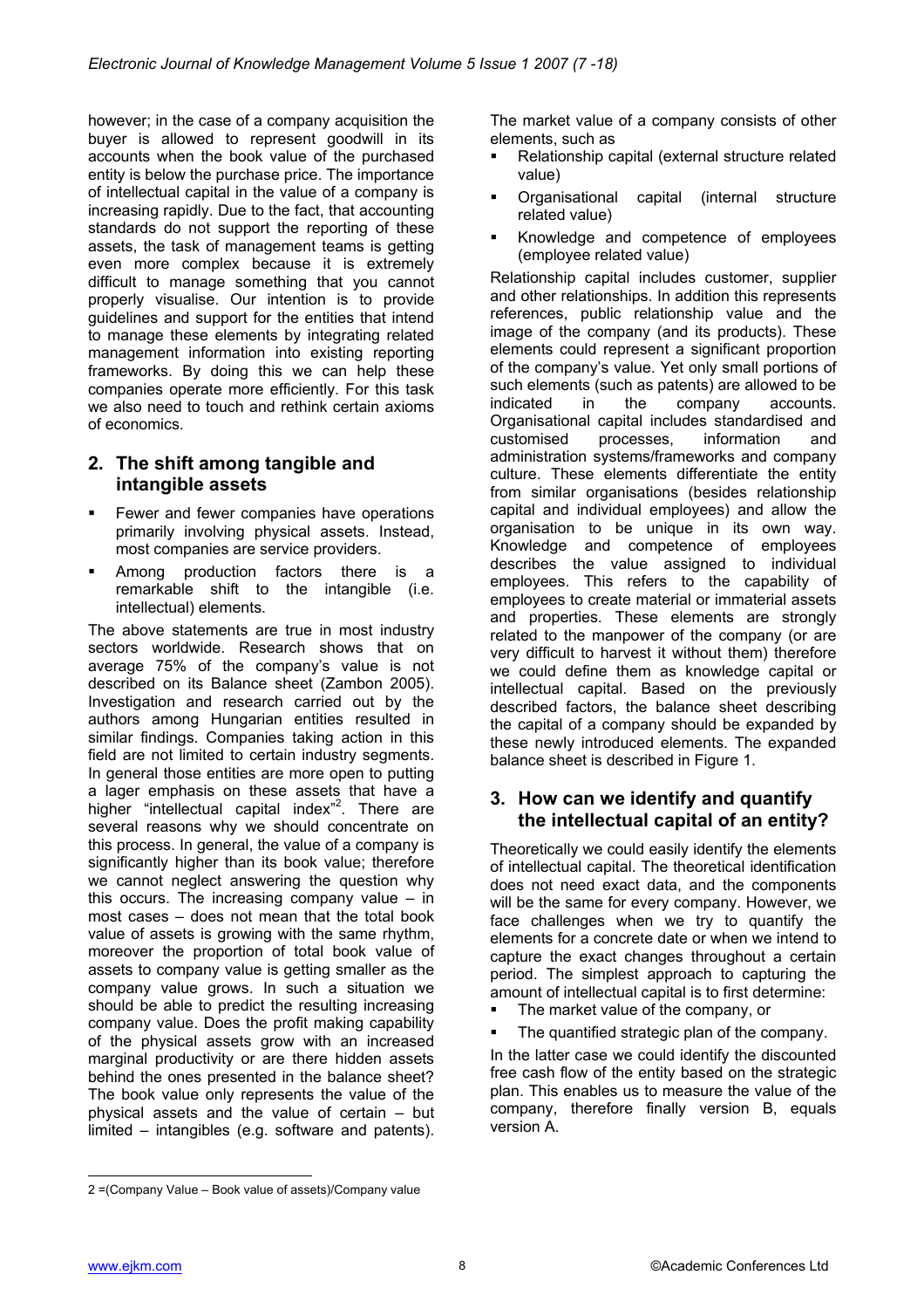however; in the case of a company acquisition the buyer is allowed to represent goodwill in its accounts when the book value of the purchased entity is below the purchase price. The importance of intellectual capital in the value of a company is increasing rapidly. Due to the fact, that accounting standards do not support the reporting of these assets, the task of management teams is getting even more complex because it is extremely difficult to manage something that you cannot properly visualise. Our intention is to provide guidelines and support for the entities that intend to manage these elements by integrating related management information into existing reporting frameworks. By doing this we can help these companies operate more efficiently. For this task we also need to touch and rethink certain axioms of economics.

## 2. The shift among tangible and intangible assets

- Fewer and fewer companies have operations primarily involving physical assets. Instead, most companies are service providers.
- Among production factors there is a remarkable shift to the intangible (i.e. intellectual) elements.

The above statements are true in most industry sectors worldwide. Research shows that on average 75% of the company's value is not described on its Balance sheet (Zambon 2005). Investigation and research carried out by the authors among Hungarian entities resulted in similar findings. Companies taking action in this field are not limited to certain industry segments. In general those entities are more open to putting a lager emphasis on these assets that have a higher "intellectual capital index"[2]. There are several reasons why we should concentrate on this process. In general, the value of a company is significantly higher than its book value; therefore we cannot neglect answering the question why this occurs. The increasing company value – in most cases – does not mean that the total book value of assets is growing with the same rhythm, moreover the proportion of total book value of assets to company value is getting smaller as the company value grows. In such a situation we should be able to predict the resulting increasing company value. Does the profit making capability of the physical assets grow with an increased marginal productivity or are there hidden assets behind the ones presented in the balance sheet? The book value only represents the value of the physical assets and the value of certain – but limited – intangibles (e.g. software and patents).

The market value of a company consists of other elements, such as

- Relationship capital (external structure related value)
- Organisational capital (internal structure related value)
- Knowledge and competence of employees (employee related value)

Relationship capital includes customer, supplier and other relationships. In addition this represents references, public relationship value and the image of the company (and its products). These elements could represent a significant proportion of the company's value. Yet only small portions of such elements (such as patents) are allowed to be indicated in the company accounts. Organisational capital includes standardised and customised processes, information and administration systems/frameworks and company culture. These elements differentiate the entity from similar organisations (besides relationship capital and individual employees) and allow the organisation to be unique in its own way. Knowledge and competence of employees describes the value assigned to individual employees. This refers to the capability of employees to create material or immaterial assets and properties. These elements are strongly related to the manpower of the company (or are very difficult to harvest it without them) therefore we could define them as knowledge capital or intellectual capital. Based on the previously described factors, the balance sheet describing the capital of a company should be expanded by these newly introduced elements. The expanded balance sheet is described in Figure 1.

## 3. How can we identify and quantify the intellectual capital of an entity?

Theoretically we could easily identify the elements of intellectual capital. The theoretical identification does not need exact data, and the components will be the same for every company. However, we face challenges when we try to quantify the elements for a concrete date or when we intend to capture the exact changes throughout a certain period. The simplest approach to capturing the amount of intellectual capital is to first determine:

- The market value of the company, or
- The quantified strategic plan of the company.

In the latter case we could identify the discounted free cash flow of the entity based on the strategic plan. This enables us to measure the value of the company, therefore finally version B, equals version A.

2 =(Company Value – Book value of assets)/Company value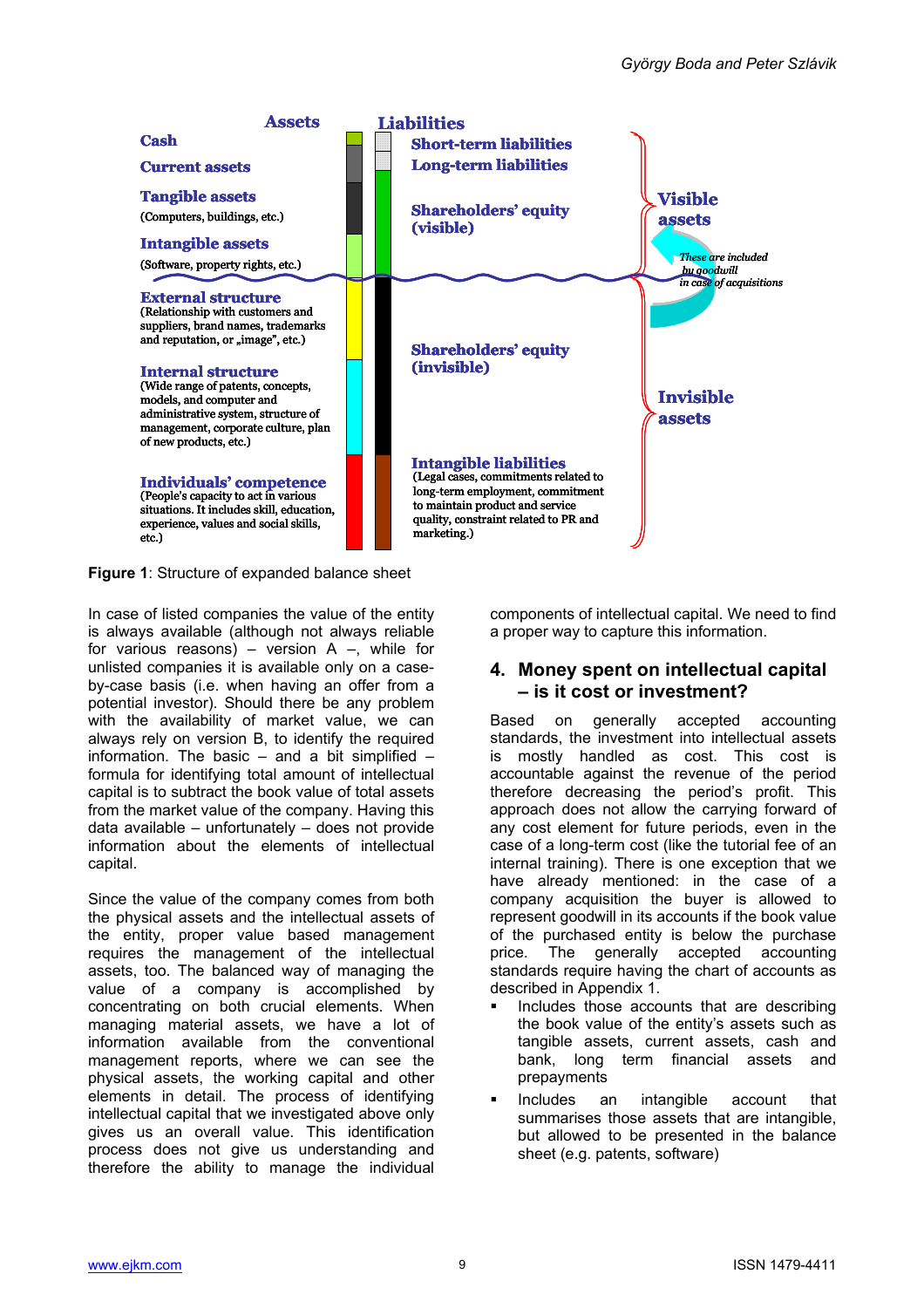**Assets**

**Cash**

**Current assets**

**Tangible assets**
(Computers, buildings, etc.)

**Intangible assets**
(Software, property rights, etc.)

**External structure**
(Relationship with customers and suppliers, brand names, trademarks and reputation, or „image", etc.)

**Internal structure**
(Wide range of patents, concepts, models, and computer and administrative system, structure of management, corporate culture, plan of new products, etc.)

**Individuals' competence**
(People's capacity to act in various situations. It includes skill, education, experience, values and social skills, etc.)

**Liabilities**

**Short-term liabilities**

**Long-term liabilities**

**Shareholders' equity (visible)**

**Shareholders' equity (invisible)**

**Intangible liabilities**
(Legal cases, commitments related to long-term employment, commitment to maintain product and service quality, constraint related to PR and marketing.)

**Visible assets**

*These are included bu goodwill in case of acquisitions*

**Invisible assets**

**Figure 1**: Structure of expanded balance sheet

In case of listed companies the value of the entity is always available (although not always reliable for various reasons) – version A –, while for unlisted companies it is available only on a case-by-case basis (i.e. when having an offer from a potential investor). Should there be any problem with the availability of market value, we can always rely on version B, to identify the required information. The basic – and a bit simplified – formula for identifying total amount of intellectual capital is to subtract the book value of total assets from the market value of the company. Having this data available – unfortunately – does not provide information about the elements of intellectual capital.

Since the value of the company comes from both the physical assets and the intellectual assets of the entity, proper value based management requires the management of the intellectual assets, too. The balanced way of managing the value of a company is accomplished by concentrating on both crucial elements. When managing material assets, we have a lot of information available from the conventional management reports, where we can see the physical assets, the working capital and other elements in detail. The process of identifying intellectual capital that we investigated above only gives us an overall value. This identification process does not give us understanding and therefore the ability to manage the individual components of intellectual capital. We need to find a proper way to capture this information.

## 4. Money spent on intellectual capital – is it cost or investment?

Based on generally accepted accounting standards, the investment into intellectual assets is mostly handled as cost. This cost is accountable against the revenue of the period therefore decreasing the period's profit. This approach does not allow the carrying forward of any cost element for future periods, even in the case of a long-term cost (like the tutorial fee of an internal training). There is one exception that we have already mentioned: in the case of a company acquisition the buyer is allowed to represent goodwill in its accounts if the book value of the purchased entity is below the purchase price. The generally accepted accounting standards require having the chart of accounts as described in Appendix 1.

- Includes those accounts that are describing the book value of the entity's assets such as tangible assets, current assets, cash and bank, long term financial assets and prepayments
- Includes an intangible account that summarises those assets that are intangible, but allowed to be presented in the balance sheet (e.g. patents, software)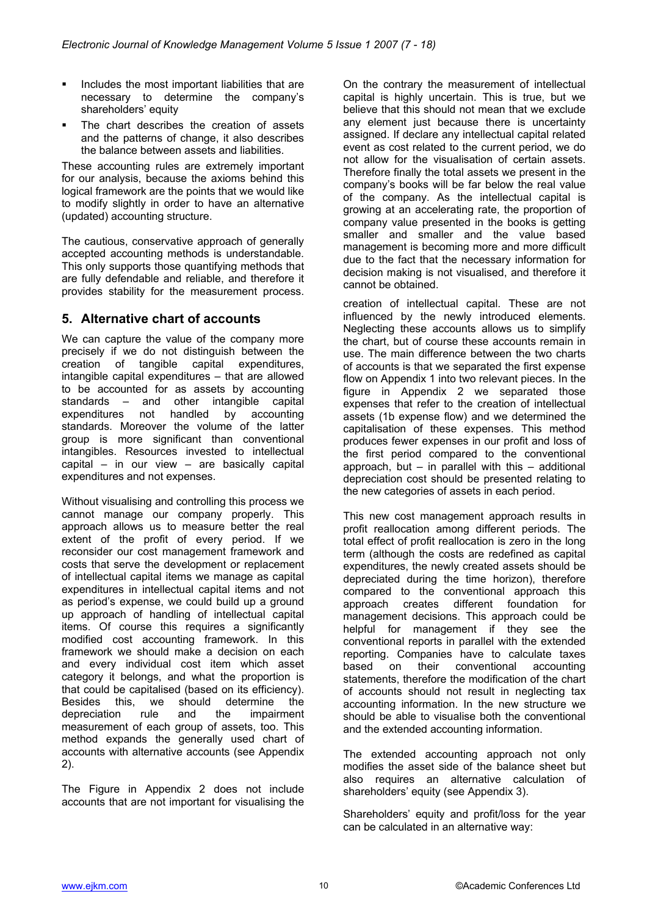- Includes the most important liabilities that are necessary to determine the company's shareholders' equity
- The chart describes the creation of assets and the patterns of change, it also describes the balance between assets and liabilities.

These accounting rules are extremely important for our analysis, because the axioms behind this logical framework are the points that we would like to modify slightly in order to have an alternative (updated) accounting structure.

The cautious, conservative approach of generally accepted accounting methods is understandable. This only supports those quantifying methods that are fully defendable and reliable, and therefore it provides stability for the measurement process.

## 5. Alternative chart of accounts

We can capture the value of the company more precisely if we do not distinguish between the creation of tangible capital expenditures, intangible capital expenditures – that are allowed to be accounted for as assets by accounting standards – and other intangible capital expenditures not handled by accounting standards. Moreover the volume of the latter group is more significant than conventional intangibles. Resources invested to intellectual capital – in our view – are basically capital expenditures and not expenses.

Without visualising and controlling this process we cannot manage our company properly. This approach allows us to measure better the real extent of the profit of every period. If we reconsider our cost management framework and costs that serve the development or replacement of intellectual capital items we manage as capital expenditures in intellectual capital items and not as period's expense, we could build up a ground up approach of handling of intellectual capital items. Of course this requires a significantly modified cost accounting framework. In this framework we should make a decision on each and every individual cost item which asset category it belongs, and what the proportion is that could be capitalised (based on its relevance). Besides this, we should determine the depreciation rule and the impairment measurement of each group of assets, too. This method expands the generally used chart of accounts with alternative accounts (see Appendix 2).

The Figure in Appendix 2 does not include accounts that are not important for visualising the

On the contrary the measurement of intellectual capital is highly uncertain. This is true, but we believe that this should not mean that we exclude any element just because there is uncertainty assigned. If declare any intellectual capital related event as cost related to the current period, we do not allow for the visualisation of certain assets. Therefore finally the total assets we present in the company's books will be far below the real value of the company. As the intellectual capital is growing at an accelerating rate, the proportion of company value presented in the books is getting smaller and smaller and the value based management is becoming more and more difficult due to the fact that the necessary information for decision making is not visualised, and therefore it cannot be obtained.

creation of intellectual capital. These are not influenced by the newly introduced elements. Neglecting these accounts allows us to simplify the chart, but of course these accounts remain in use. The main difference between the two charts of accounts is that we separated the first expense flow on Appendix 1 into two relevant pieces. In the figure in Appendix 2 we separated those expenses that refer to the creation of intellectual assets (1b expense flow) and we determined the capitalisation of these expenses. This method produces fewer expenses in our profit and loss of the first period compared to the conventional approach, but – in parallel with this – additional depreciation cost should be presented relating to the new categories of assets in each period.

This new cost management approach results in profit reallocation among different periods. The total effect of profit reallocation is zero in the long term (although the costs are redefined as capital expenditures, the newly created assets should be depreciated during the time horizon), therefore compared to the conventional approach this approach creates different foundation for management decisions. This approach could be helpful for management if they see the conventional reports in parallel with the extended reporting. Companies have to calculate taxes based on their conventional accounting statements, therefore the modification of the chart of accounts should not result in neglecting tax accounting information. In the new structure we should be able to visualise both the conventional and the extended accounting information.

The extended accounting approach not only modifies the asset side of the balance sheet but also requires an alternative calculation of shareholders' equity (see Appendix 3).

Shareholders' equity and profit/loss for the year can be calculated in an alternative way: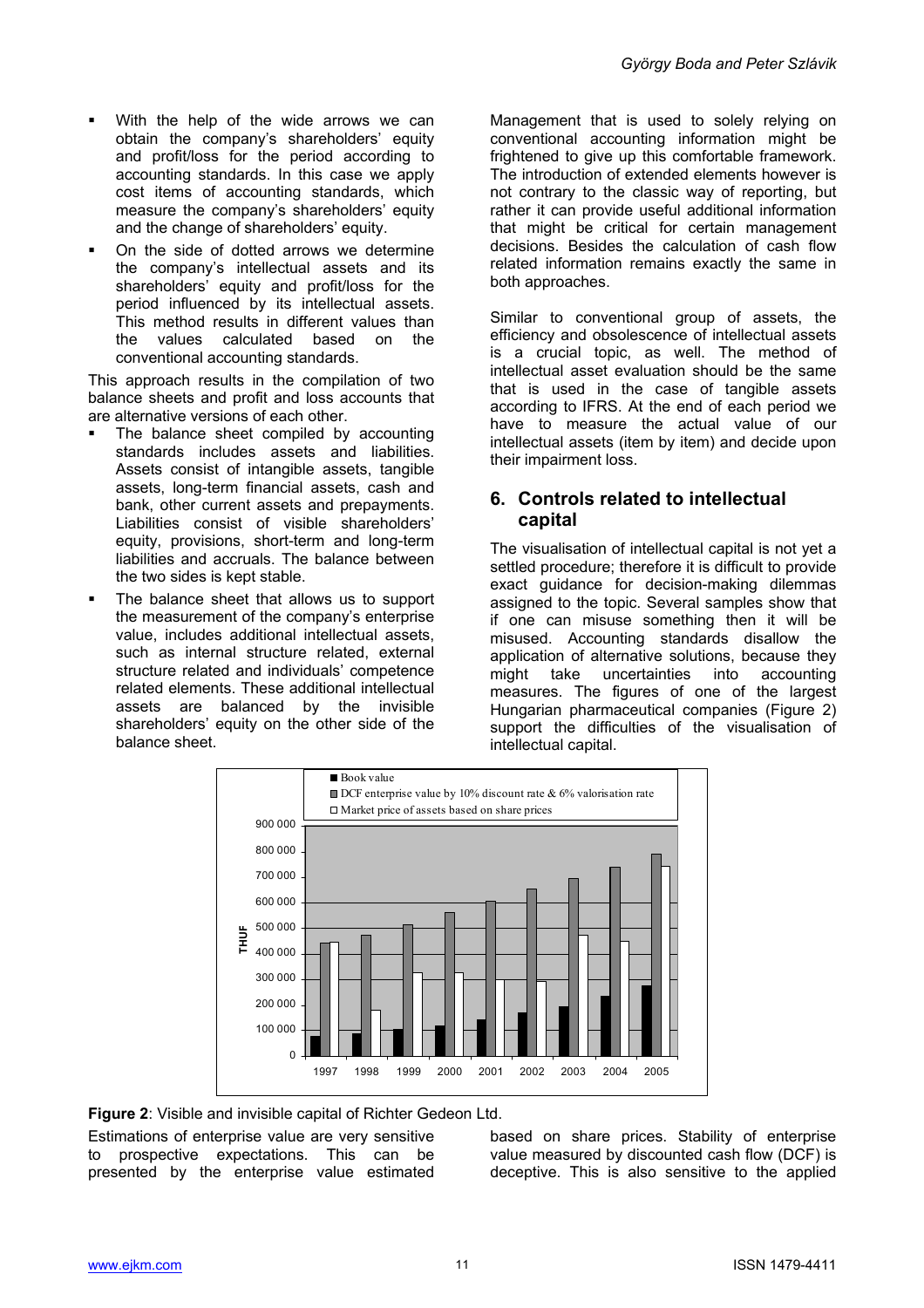- With the help of the wide arrows we can obtain the company's shareholders' equity and profit/loss for the period according to accounting standards. In this case we apply cost items of accounting standards, which measure the company's shareholders' equity and the change of shareholders' equity.
- On the side of dotted arrows we determine the company's intellectual assets and its shareholders' equity and profit/loss for the period influenced by its intellectual assets. This method results in different values than the values calculated based on the conventional accounting standards.

This approach results in the compilation of two balance sheets and profit and loss accounts that are alternative versions of each other.

- The balance sheet compiled by accounting standards includes assets and liabilities. Assets consist of intangible assets, tangible assets, long-term financial assets, cash and bank, other current assets and prepayments. Liabilities consist of visible shareholders' equity, provisions, short-term and long-term liabilities and accruals. The balance between the two sides is kept stable.
- The balance sheet that allows us to support the measurement of the company's enterprise value, includes additional intellectual assets, such as internal structure related, external structure related and individuals' competence related elements. These additional intellectual assets are balanced by the invisible shareholders' equity on the other side of the balance sheet.

Management that is used to solely relying on conventional accounting information might be frightened to give up this comfortable framework. The introduction of extended elements however is not contrary to the classic way of reporting, but rather it can provide useful additional information that might be critical for certain management decisions. Besides the calculation of cash flow related information remains exactly the same in both approaches.

Similar to conventional group of assets, the efficiency and obsolescence of intellectual assets is a crucial topic, as well. The method of intellectual asset evaluation should be the same that is used in the case of tangible assets according to IFRS. At the end of each period we have to measure the actual value of our intellectual assets (item by item) and decide upon their impairment loss.

## 6. Controls related to intellectual capital

The visualisation of intellectual capital is not yet a settled procedure; therefore it is difficult to provide exact guidance for decision-making dilemmas assigned to the topic. Several samples show that if one can misuse something then it will be misused. Accounting standards disallow the application of alternative solutions, because they might take uncertainties into accounting measures. The figures of one of the largest Hungarian pharmaceutical companies (Figure 2) support the difficulties of the visualisation of intellectual capital.

**Figure 2**: Visible and invisible capital of Richter Gedeon Ltd.

Estimations of enterprise value are very sensitive to prospective expectations. This can be presented by the enterprise value estimated based on share prices. Stability of enterprise value measured by discounted cash flow (DCF) is deceptive. This is also sensitive to the applied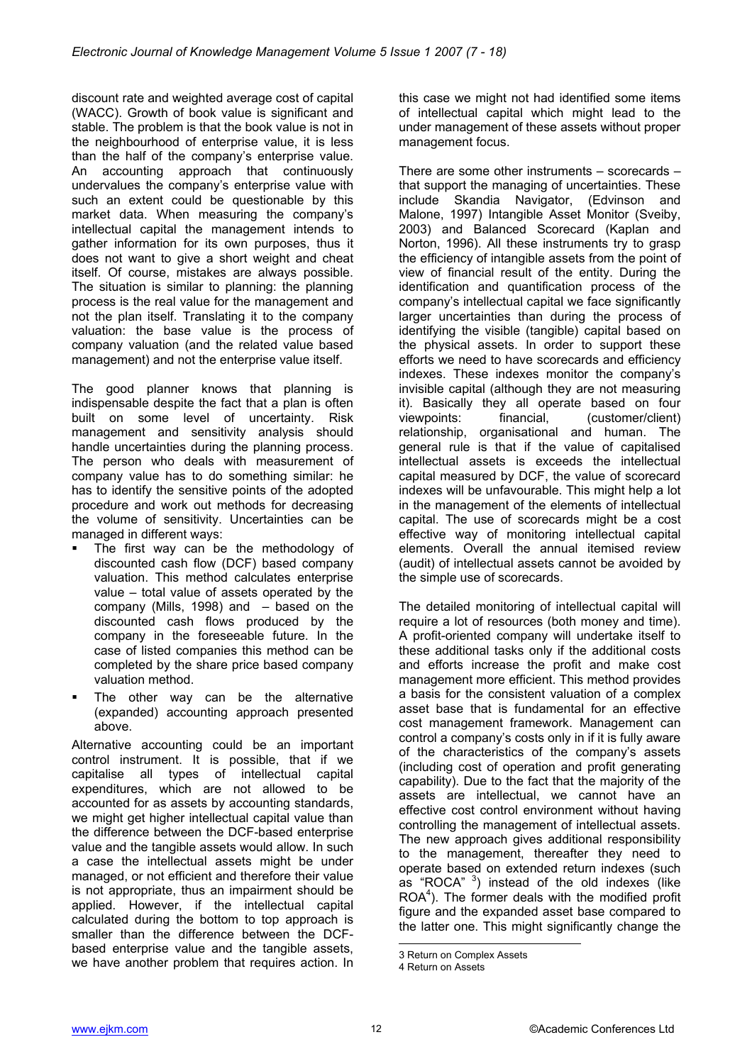discount rate and weighted average cost of capital (WACC). Growth of book value is significant and stable. The problem is that the book value is not in the neighbourhood of enterprise value, it is less than the half of the company's enterprise value. An accounting approach that continuously undervalues the company's enterprise value with such an extent could be questionable by this market data. When measuring the company's intellectual capital the management intends to gather information for its own purposes, thus it does not want to give a short weight and cheat itself. Of course, mistakes are always possible. The situation is similar to planning: the planning process is the real value for the management and not the plan itself. Translating it to the company valuation: the base value is the process of company valuation (and the related value based management) and not the enterprise value itself.

The good planner knows that planning is indispensable despite the fact that a plan is often built on some level of uncertainty. Risk management and sensitivity analysis should handle uncertainties during the planning process. The person who deals with measurement of company value has to do something similar: he has to identify the sensitive points of the adopted procedure and work out methods for decreasing the volume of sensitivity. Uncertainties can be managed in different ways:

- The first way can be the methodology of discounted cash flow (DCF) based company valuation. This method calculates enterprise value – total value of assets operated by the company (Mills, 1998) and – based on the discounted cash flows produced by the company in the foreseeable future. In the case of listed companies this method can be completed by the share price based company valuation method.
- The other way can be the alternative (expanded) accounting approach presented above.

Alternative accounting could be an important control instrument. It is possible, that if we capitalise all types of intellectual capital expenditures, which are not allowed to be accounted for as assets by accounting standards, we might get higher intellectual capital value than the difference between the DCF-based enterprise value and the tangible assets would allow. In such a case the intellectual assets might be under managed, or not efficient and therefore their value is not appropriate, thus an impairment should be applied. However, if the intellectual capital calculated during the bottom to top approach is smaller than the difference between the DCF-based enterprise value and the tangible assets, we have another problem that requires action. In this case we might not had identified some items of intellectual capital which might lead to the under management of these assets without proper management focus.

There are some other instruments – scorecards – that support the managing of uncertainties. These include Skandia Navigator, (Edvinson and Malone, 1997) Intangible Asset Monitor (Sveiby, 2003) and Balanced Scorecard (Kaplan and Norton, 1996). All these instruments try to grasp the efficiency of intangible assets from the point of view of financial result of the entity. During the identification and quantification process of the company's intellectual capital we face significantly larger uncertainties than during the process of identifying the visible (tangible) capital based on the physical assets. In order to support these efforts we need to have scorecards and efficiency indexes. These indexes monitor the company's invisible capital (although they are not measuring it). Basically they all operate based on four viewpoints: financial, (customer/client) relationship, organisational and human. The general rule is that if the value of capitalised intellectual assets is exceeds the intellectual capital measured by DCF, the value of scorecard indexes will be unfavourable. This might help a lot in the management of the elements of intellectual capital. The use of scorecards might be a cost effective way of monitoring intellectual capital elements. Overall the annual itemised review (audit) of intellectual assets cannot be avoided by the simple use of scorecards.

The detailed monitoring of intellectual capital will require a lot of resources (both money and time). A profit-oriented company will undertake itself to these additional tasks only if the additional costs and efforts increase the profit and make cost management more efficient. This method provides a basis for the consistent valuation of a complex asset base that is fundamental for an effective cost management framework. Management can control a company's costs only in if it is fully aware of the characteristics of the company's assets (including cost of operation and profit generating capability). Due to the fact that the majority of the assets are intellectual, we cannot have an effective cost control environment without having controlling the management of intellectual assets. The new approach gives additional responsibility to the management, thereafter they need to operate based on extended return indexes (such as "ROCA" [3]) instead of the old indexes (like ROA[4]). The former deals with the modified profit figure and the expanded asset base compared to the latter one. This might significantly change the

[3] Return on Complex Assets

[4] Return on Assets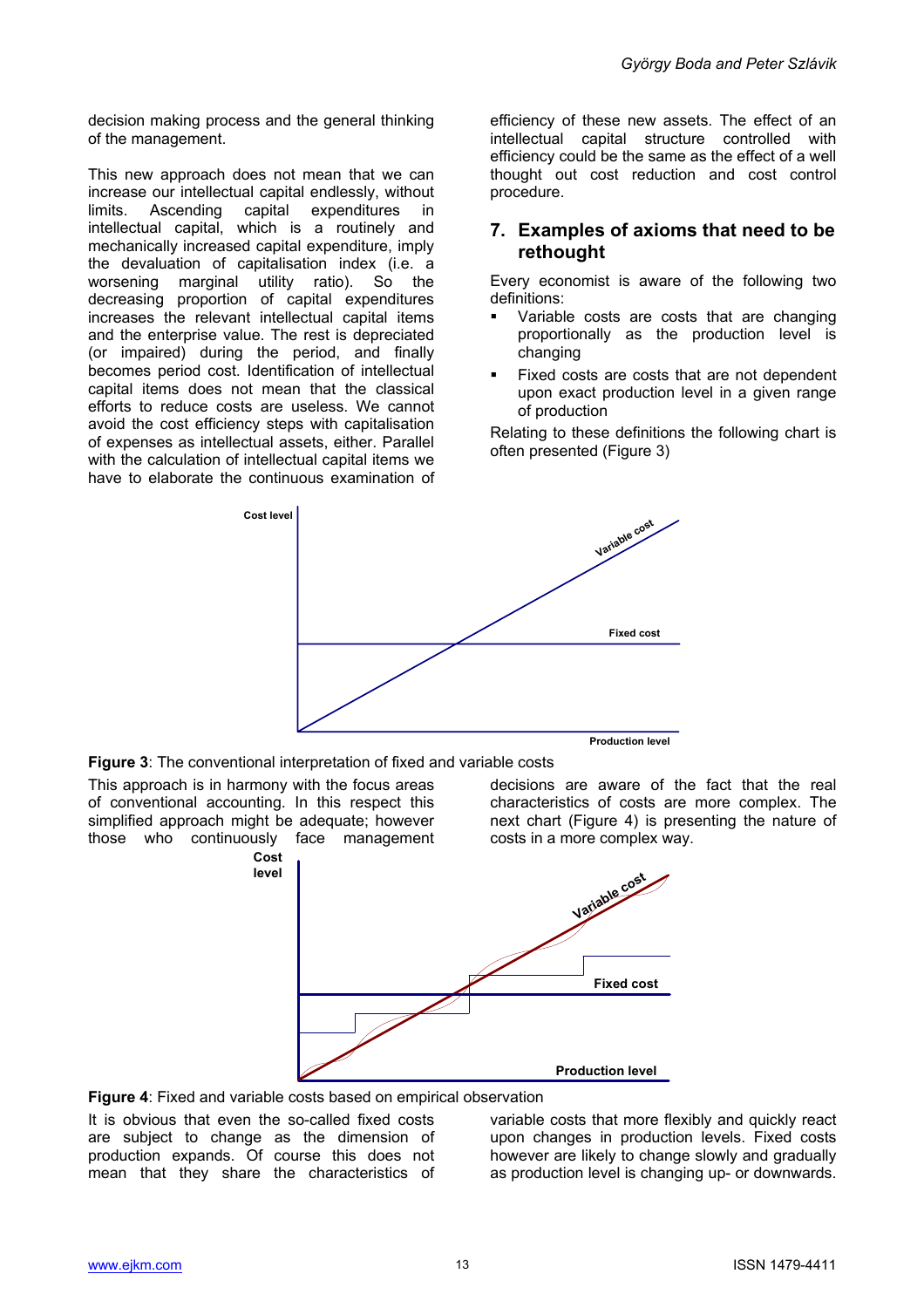decision making process and the general thinking of the management.

This new approach does not mean that we can increase our intellectual capital endlessly, without limits. Ascending capital expenditures in intellectual capital, which is a routinely and mechanically increased capital expenditure, imply the devaluation of capitalisation index (i.e. a worsening marginal utility ratio). So the decreasing proportion of capital expenditures increases the relevant intellectual capital items and the enterprise value. The rest is depreciated (or impaired) during the period, and finally becomes period cost. Identification of intellectual capital items does not mean that the classical efforts to reduce costs are useless. We cannot avoid the cost efficiency steps with capitalisation of expenses as intellectual assets, either. Parallel with the calculation of intellectual capital items we have to elaborate the continuous examination of efficiency of these new assets. The effect of an intellectual capital structure controlled with efficiency could be the same as the effect of a well thought out cost reduction and cost control procedure.

## 7. Examples of axioms that need to be rethought

Every economist is aware of the following two definitions:

- Variable costs are costs that are changing proportionally as the production level is changing
- Fixed costs are costs that are not dependent upon exact production level in a given range of production

Relating to these definitions the following chart is often presented (Figure 3)

**Figure 3**: The conventional interpretation of fixed and variable costs

This approach is in harmony with the focus areas of conventional accounting. In this respect this simplified approach might be adequate; however those who continuously face management decisions are aware of the fact that the real characteristics of costs are more complex. The next chart (Figure 4) is presenting the nature of costs in a more complex way.

**Figure 4**: Fixed and variable costs based on empirical observation

It is obvious that even the so-called fixed costs are subject to change as the dimension of production expands. Of course this does not mean that they share the characteristics of variable costs that more flexibly and quickly react upon changes in production levels. Fixed costs however are likely to change slowly and gradually as production level is changing up- or downwards.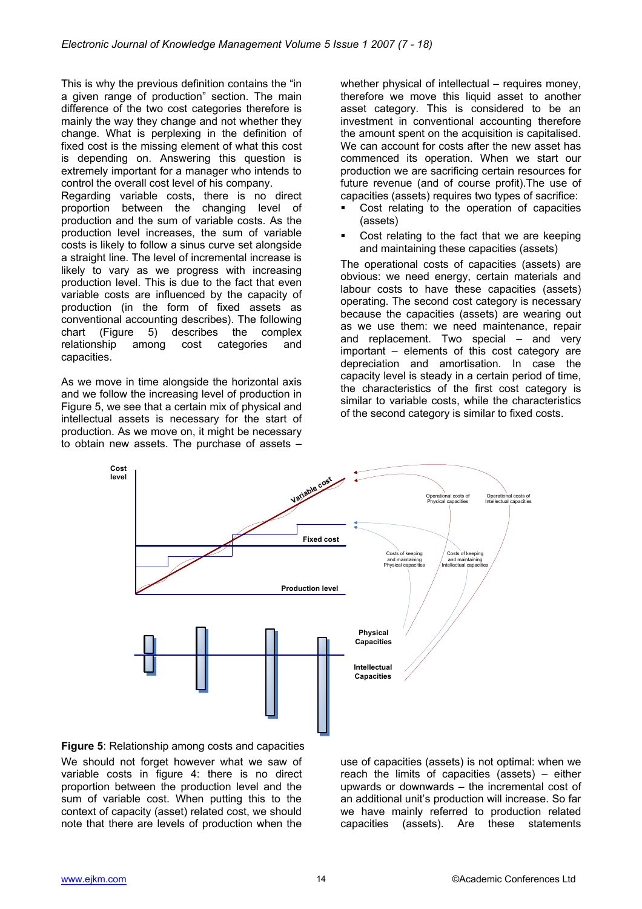This is why the previous definition contains the "in a given range of production" section. The main difference of the two cost categories therefore is mainly the way they change and not whether they change. What is perplexing in the definition of fixed cost is the missing element of what this cost is depending on. Answering this question is extremely important for a manager who intends to control the overall cost level of his company.

Regarding variable costs, there is no direct proportion between the changing level of production and the sum of variable costs. As the production level increases, the sum of variable costs is likely to follow a sinus curve set alongside a straight line. The level of incremental increase is likely to vary as we progress with increasing production level. This is due to the fact that even variable costs are influenced by the capacity of production (in the form of fixed assets as conventional accounting describes). The following chart (Figure 5) describes the complex relationship among cost categories and capacities.

As we move in time alongside the horizontal axis and we follow the increasing level of production in Figure 5, we see that a certain mix of physical and intellectual assets is necessary for the start of production. As we move on, it might be necessary to obtain new assets. The purchase of assets – whether physical of intellectual – requires money, therefore we move this liquid asset to another asset category. This is considered to be an investment in conventional accounting therefore the amount spent on the acquisition is capitalised. We can account for costs after the new asset has commenced its operation. When we start our production we are sacrificing certain resources for future revenue (and of course profit).The use of capacities (assets) requires two types of sacrifice:

- Cost relating to the operation of capacities (assets)
- Cost relating to the fact that we are keeping and maintaining these capacities (assets)

The operational costs of capacities (assets) are obvious: we need energy, certain materials and labour costs to have these capacities (assets) operating. The second cost category is necessary because the capacities (assets) are wearing out as we use them: we need maintenance, repair and replacement. Two special – and very important – elements of this cost category are depreciation and amortisation. In case the capacity level is steady in a certain period of time, the characteristics of the first cost category is similar to variable costs, while the characteristics of the second category is similar to fixed costs.

**Figure 5**: Relationship among costs and capacities

We should not forget however what we saw of variable costs in figure 4: there is no direct proportion between the production level and the sum of variable cost. When putting this to the context of capacity (asset) related cost, we should note that there are levels of production when the use of capacities (assets) is not optimal: when we reach the limits of capacities (assets) – either upwards or downwards – the incremental cost of an additional unit's production will increase. So far we have mainly referred to production related capacities (assets). Are these statements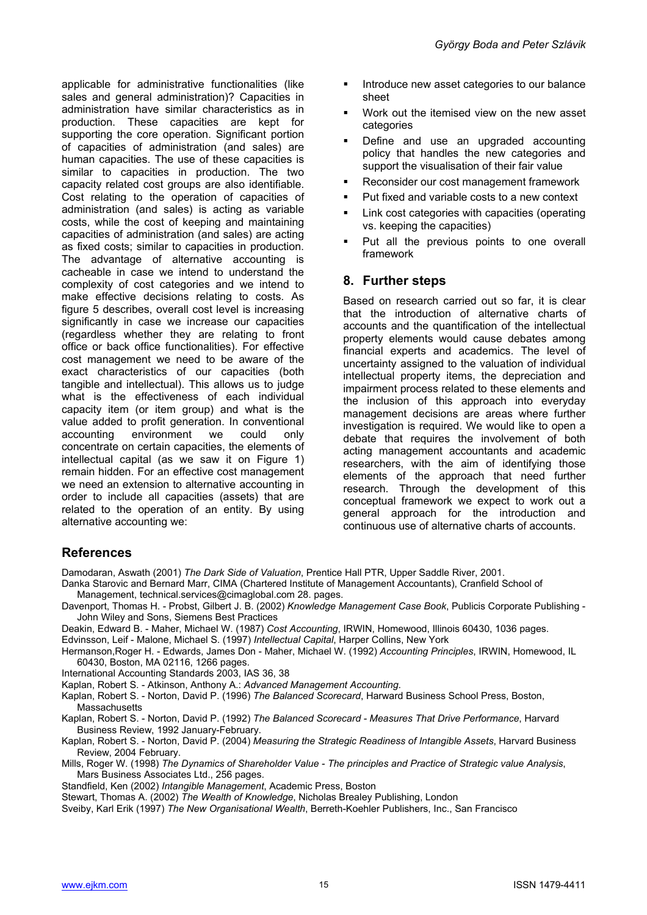applicable for administrative functionalities (like sales and general administration)? Capacities in administration have similar characteristics as in production. These capacities are kept for supporting the core operation. Significant portion of capacities of administration (and sales) are human capacities. The use of these capacities is similar to capacities in production. The two capacity related cost groups are also identifiable. Cost relating to the operation of capacities of administration (and sales) is acting as variable costs, while the cost of keeping and maintaining capacities of administration (and sales) are acting as fixed costs; similar to capacities in production. The advantage of alternative accounting is cacheable in case we intend to understand the complexity of cost categories and we intend to make effective decisions relating to costs. As figure 5 describes, overall cost level is increasing significantly in case we increase our capacities (regardless whether they are relating to front office or back office functionalities). For effective cost management we need to be aware of the exact characteristics of our capacities (both tangible and intellectual). This allows us to judge what is the effectiveness of each individual capacity item (or item group) and what is the value added to profit generation. In conventional accounting environment we could only concentrate on certain capacities, the elements of intellectual capital (as we saw it on Figure 1) remain hidden. For an effective cost management we need an extension to alternative accounting in order to include all capacities (assets) that are related to the operation of an entity. By using alternative accounting we:

- Introduce new asset categories to our balance sheet
- Work out the itemised view on the new asset categories
- Define and use an upgraded accounting policy that handles the new categories and support the visualisation of their fair value
- Reconsider our cost management framework
- Put fixed and variable costs to a new context
- Link cost categories with capacities (operating vs. keeping the capacities)
- Put all the previous points to one overall framework

## 8. Further steps

Based on research carried out so far, it is clear that the introduction of alternative charts of accounts and the quantification of the intellectual property elements would cause debates among financial experts and academics. The level of uncertainty assigned to the valuation of individual intellectual property items, the depreciation and impairment process related to these elements and the inclusion of this approach into everyday management decisions are areas where further investigation is required. We would like to open a debate that requires the involvement of both acting management accountants and academic researchers, with the aim of identifying those elements of the approach that need further research. Through the development of this conceptual framework we expect to work out a general approach for the introduction and continuous use of alternative charts of accounts.

## References

Damodaran, Aswath (2001) *The Dark Side of Valuation*, Prentice Hall PTR, Upper Saddle River, 2001.

Danka Starovic and Bernard Marr, CIMA (Chartered Institute of Management Accountants), Cranfield School of Management, technical.services@cimaglobal.com 28. pages.

Davenport, Thomas H. - Probst, Gilbert J. B. (2002) *Knowledge Management Case Book*, Publicis Corporate Publishing - John Wiley and Sons, Siemens Best Practices

Deakin, Edward B. - Maher, Michael W. (1987) *Cost Accounting*, IRWIN, Homewood, Illinois 60430, 1036 pages.

Edvinsson, Leif - Malone, Michael S. (1997) *Intellectual Capital*, Harper Collins, New York

Hermanson,Roger H. - Edwards, James Don - Maher, Michael W. (1992) *Accounting Principles*, IRWIN, Homewood, IL 60430, Boston, MA 02116, 1266 pages.

International Accounting Standards 2003, IAS 36, 38

Kaplan, Robert S. - Atkinson, Anthony A.: *Advanced Management Accounting*.

Kaplan, Robert S. - Norton, David P. (1996) *The Balanced Scorecard*, Harward Business School Press, Boston, Massachusetts

Kaplan, Robert S. - Norton, David P. (1992) *The Balanced Scorecard - Measures That Drive Performance*, Harvard Business Review, 1992 January-February.

Kaplan, Robert S. - Norton, David P. (2004) *Measuring the Strategic Readiness of Intangible Assets*, Harvard Business Review, 2004 February.

Mills, Roger W. (1998) *The Dynamics of Shareholder Value - The principles and Practice of Strategic value Analysis*, Mars Business Associates Ltd., 256 pages.

Standfield, Ken (2002) *Intangible Management*, Academic Press, Boston

Stewart, Thomas A. (2002) *The Wealth of Knowledge*, Nicholas Brealey Publishing, London

Sveiby, Karl Erik (1997) *The New Organisational Wealth*, Berreth-Koehler Publishers, Inc., San Francisco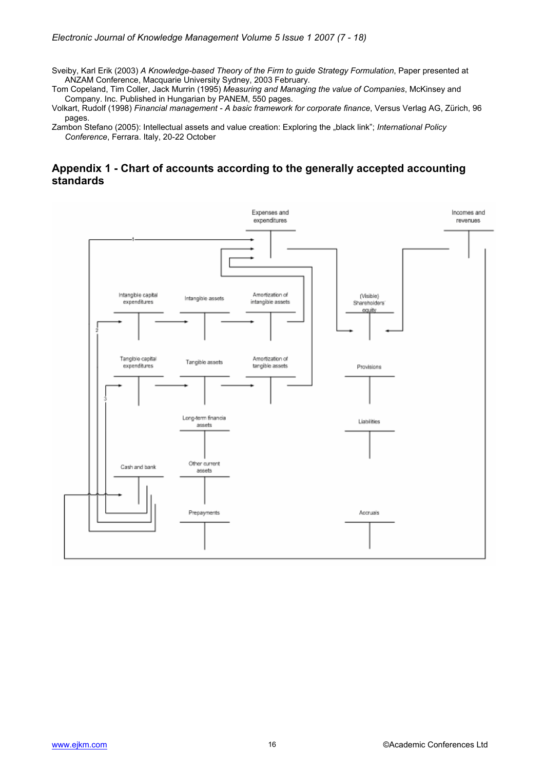Sveiby, Karl Erik (2003) *A Knowledge-based Theory of the Firm to guide Strategy Formulation*, Paper presented at ANZAM Conference, Macquarie University Sydney, 2003 February.

Tom Copeland, Tim Coller, Jack Murrin (1995) *Measuring and Managing the value of Companies*, McKinsey and Company. Inc. Published in Hungarian by PANEM, 550 pages.

Volkart, Rudolf (1998) *Financial management - A basic framework for corporate finance*, Versus Verlag AG, Zürich, 96 pages.

Zambon Stefano (2005): Intellectual assets and value creation: Exploring the „black link"; *International Policy Conference*, Ferrara. Italy, 20-22 October

## Appendix 1 - Chart of accounts according to the generally accepted accounting standards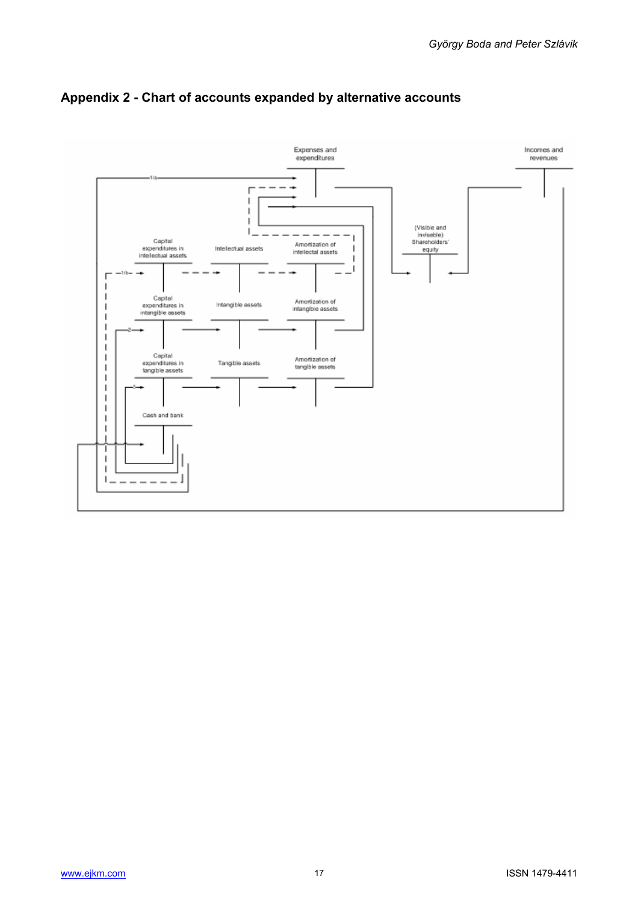## Appendix 2 - Chart of accounts expanded by alternative accounts

Expenses and expenditures

Incomes and revenues

(Visible and inviseble) Shareholders' equity

Capital expenditures in intellectual assets

Intellectual assets

Amortization of intellectal assets

Capital expenditures in intangible assets

Intangible assets

Amortization of intangible assets

Capital expenditures in tangible assets

Tangible assets

Amortization of tangible assets

Cash and bank

1a

1b

2

3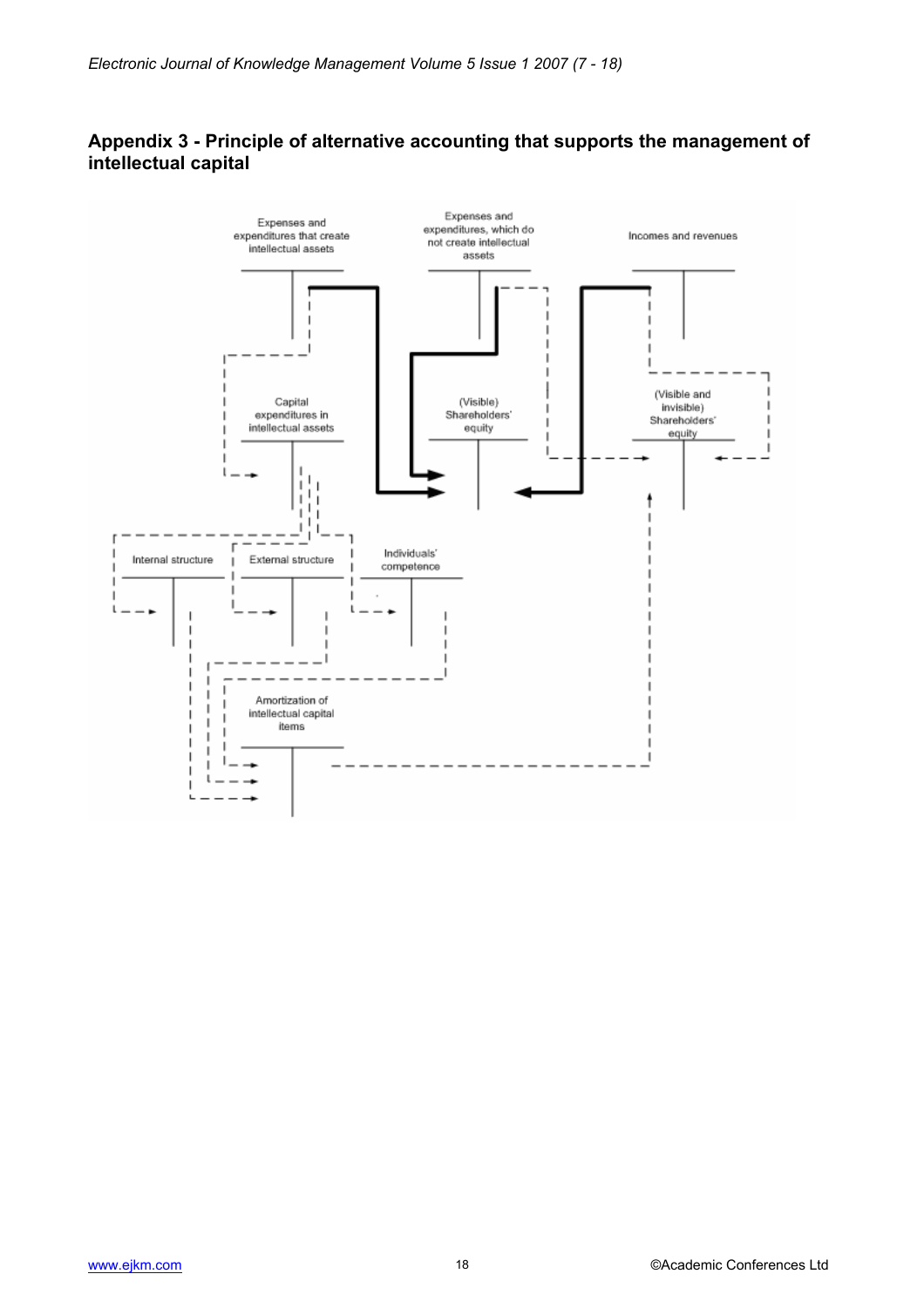## Appendix 3 - Principle of alternative accounting that supports the management of intellectual capital

Expenses and expenditures that create intellectual assets

Expenses and expenditures, which do not create intellectual assets

Incomes and revenues

Capital expenditures in intellectual assets

(Visible) Shareholders' equity

(Visible and invisible) Shareholders' equity

Internal structure

External structure

Individuals' competence

Amortization of intellectual capital items